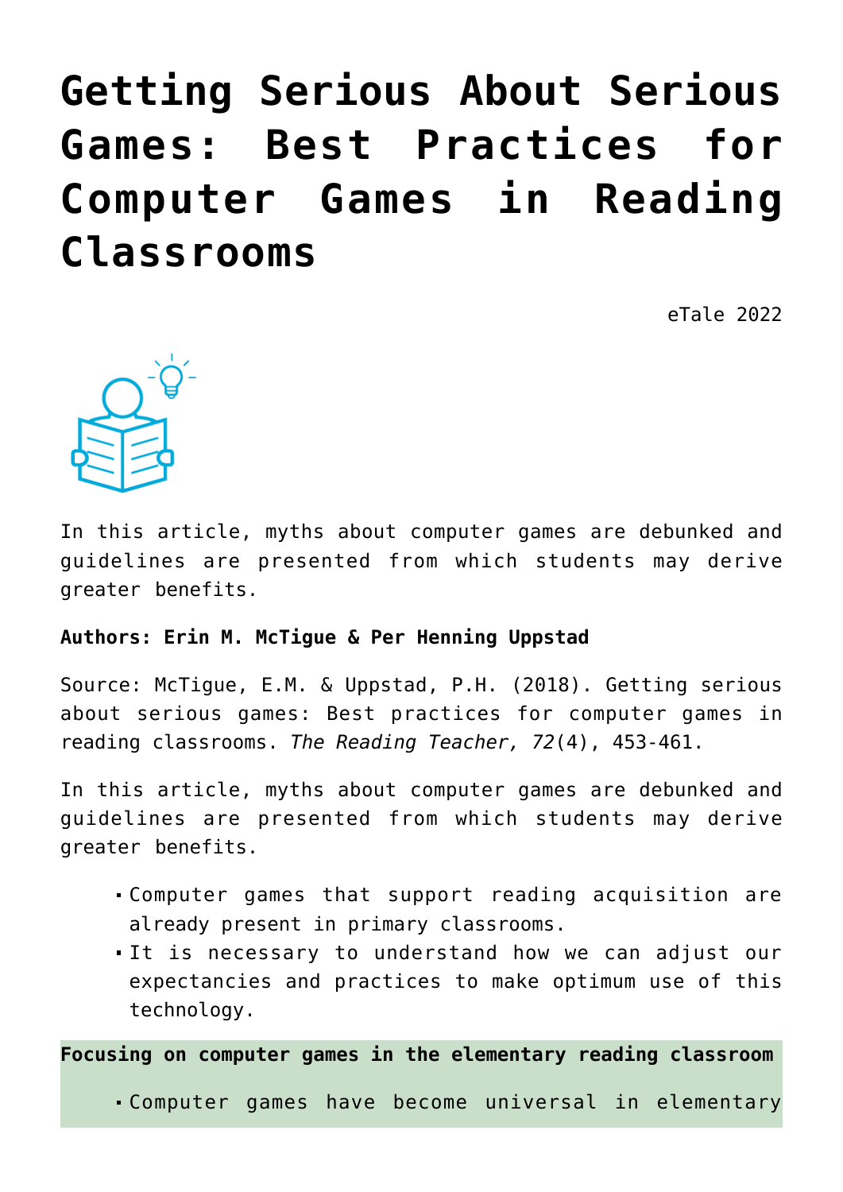# Getting Serious About Serious Games: Best Practices for Computer Games in Reading Classrooms

eTale 2022

In this article, myths about computer games are debunked and guidelines are presented from which students may derive greater benefits.

**Authors: Erin M. McTigue & Per Henning Uppstad**

Source: McTigue, E.M. & Uppstad, P.H. (2018). Getting serious about serious games: Best practices for computer games in reading classrooms. *The Reading Teacher, 72*(4), 453-461.

In this article, myths about computer games are debunked and guidelines are presented from which students may derive greater benefits.

- Computer games that support reading acquisition are already present in primary classrooms.
- It is necessary to understand how we can adjust our expectancies and practices to make optimum use of this technology.

**Focusing on computer games in the elementary reading classroom**

- Computer games have become universal in elementary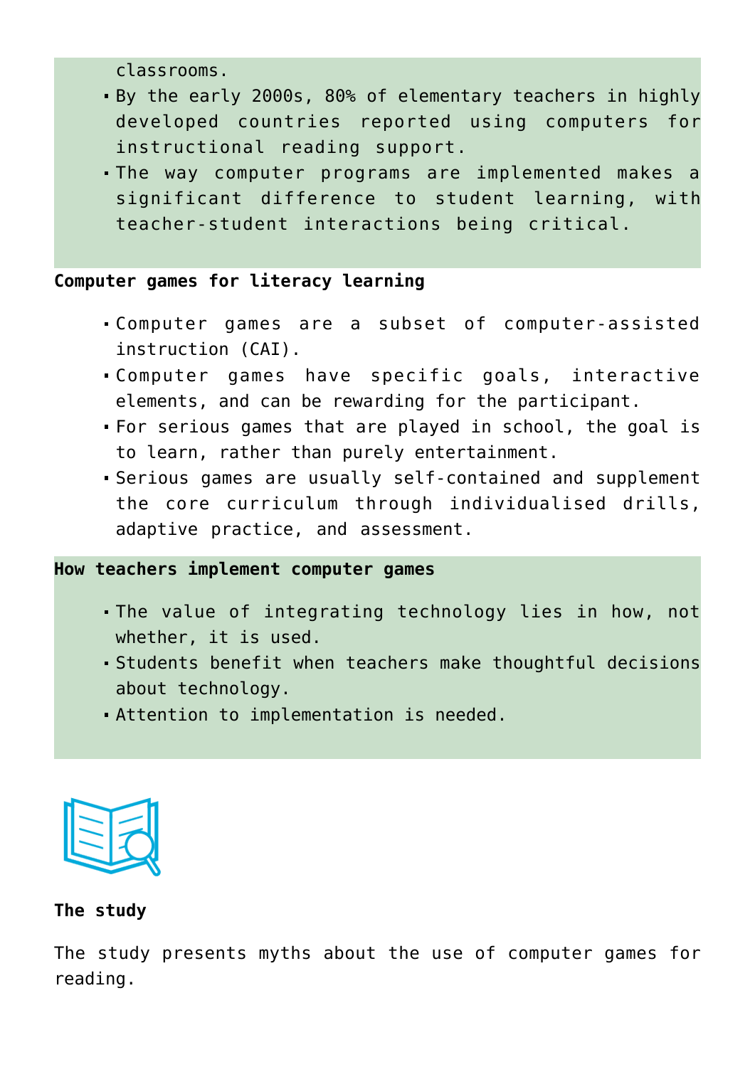classrooms.

- By the early 2000s, 80% of elementary teachers in highly developed countries reported using computers for instructional reading support.
- The way computer programs are implemented makes a significant difference to student learning, with teacher-student interactions being critical.

**Computer games for literacy learning**

- Computer games are a subset of computer-assisted instruction (CAI).
- Computer games have specific goals, interactive elements, and can be rewarding for the participant.
- For serious games that are played in school, the goal is to learn, rather than purely entertainment.
- Serious games are usually self-contained and supplement the core curriculum through individualised drills, adaptive practice, and assessment.

**How teachers implement computer games**

- The value of integrating technology lies in how, not whether, it is used.
- Students benefit when teachers make thoughtful decisions about technology.
- Attention to implementation is needed.

**The study**

The study presents myths about the use of computer games for reading.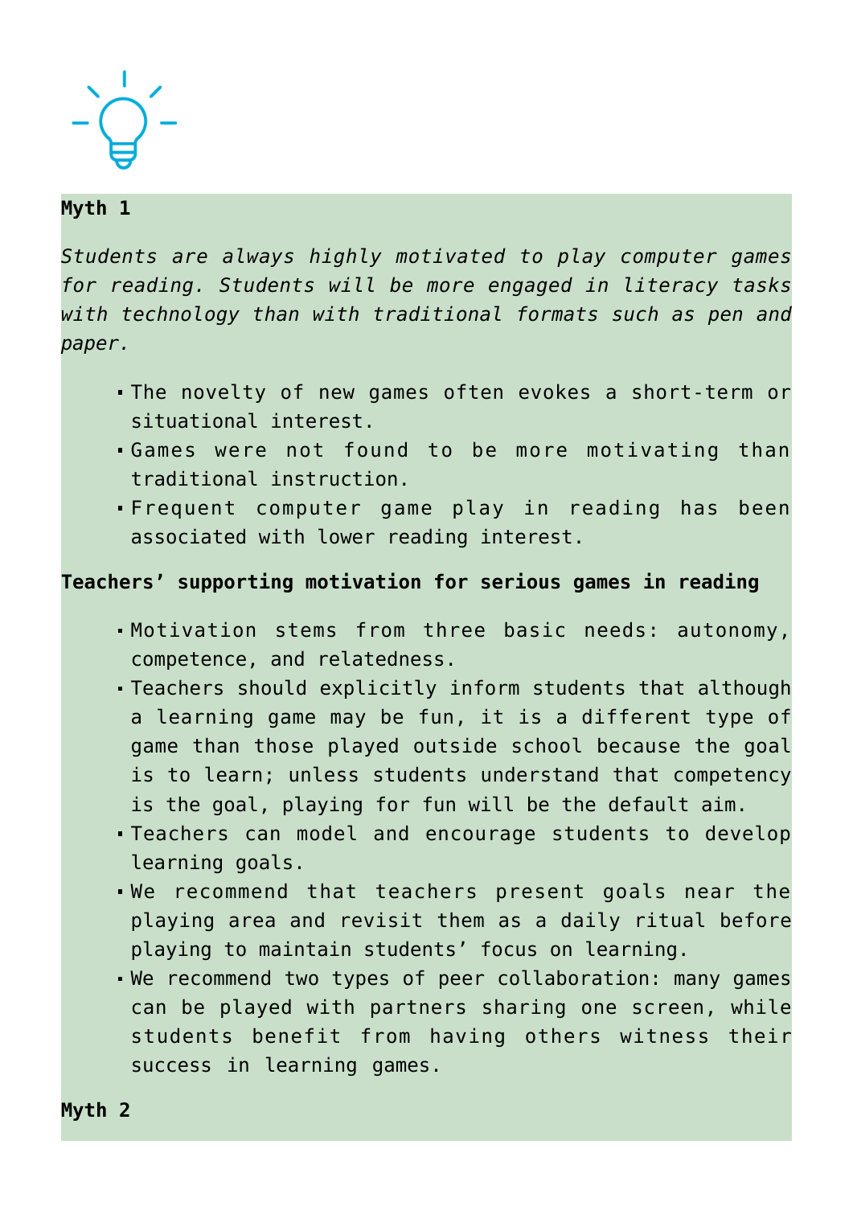**Myth 1**

*Students are always highly motivated to play computer games for reading. Students will be more engaged in literacy tasks with technology than with traditional formats such as pen and paper.*

- The novelty of new games often evokes a short-term or situational interest.
- Games were not found to be more motivating than traditional instruction.
- Frequent computer game play in reading has been associated with lower reading interest.

**Teachers' supporting motivation for serious games in reading**

- Motivation stems from three basic needs: autonomy, competence, and relatedness.
- Teachers should explicitly inform students that although a learning game may be fun, it is a different type of game than those played outside school because the goal is to learn; unless students understand that competency is the goal, playing for fun will be the default aim.
- Teachers can model and encourage students to develop learning goals.
- We recommend that teachers present goals near the playing area and revisit them as a daily ritual before playing to maintain students' focus on learning.
- We recommend two types of peer collaboration: many games can be played with partners sharing one screen, while students benefit from having others witness their success in learning games.

**Myth 2**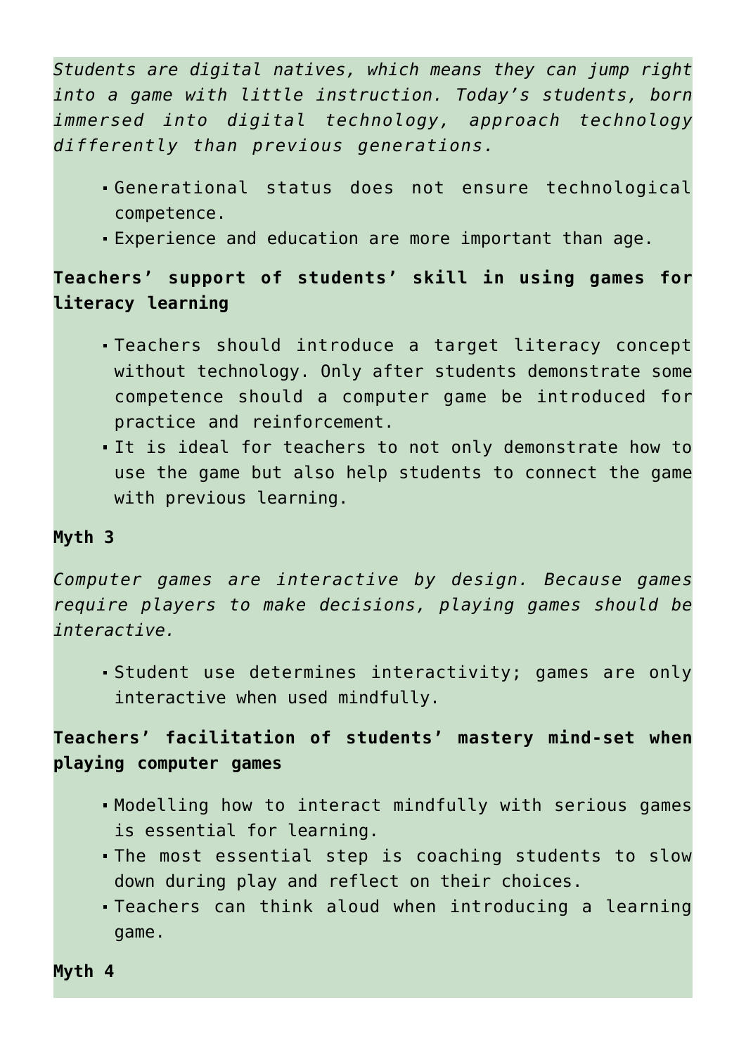*Students are digital natives, which means they can jump right into a game with little instruction. Today's students, born immersed into digital technology, approach technology differently than previous generations.*

- Generational status does not ensure technological competence.
- Experience and education are more important than age.

**Teachers' support of students' skill in using games for literacy learning**

- Teachers should introduce a target literacy concept without technology. Only after students demonstrate some competence should a computer game be introduced for practice and reinforcement.
- It is ideal for teachers to not only demonstrate how to use the game but also help students to connect the game with previous learning.

**Myth 3**

*Computer games are interactive by design. Because games require players to make decisions, playing games should be interactive.*

- Student use determines interactivity; games are only interactive when used mindfully.

**Teachers' facilitation of students' mastery mind-set when playing computer games**

- Modelling how to interact mindfully with serious games is essential for learning.
- The most essential step is coaching students to slow down during play and reflect on their choices.
- Teachers can think aloud when introducing a learning game.

**Myth 4**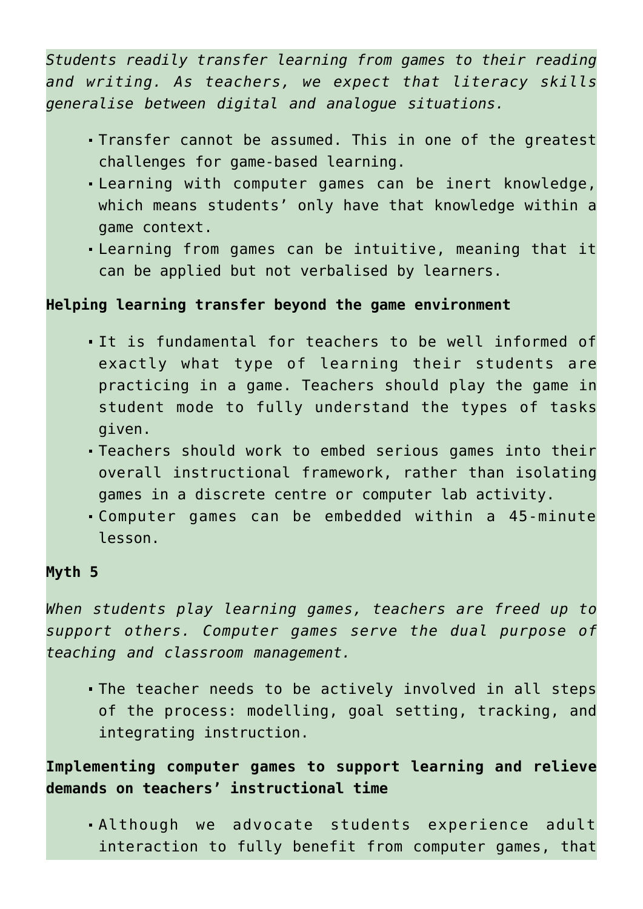*Students readily transfer learning from games to their reading and writing. As teachers, we expect that literacy skills generalise between digital and analogue situations.*

- Transfer cannot be assumed. This in one of the greatest challenges for game-based learning.
- Learning with computer games can be inert knowledge, which means students' only have that knowledge within a game context.
- Learning from games can be intuitive, meaning that it can be applied but not verbalised by learners.

**Helping learning transfer beyond the game environment**

- It is fundamental for teachers to be well informed of exactly what type of learning their students are practicing in a game. Teachers should play the game in student mode to fully understand the types of tasks given.
- Teachers should work to embed serious games into their overall instructional framework, rather than isolating games in a discrete centre or computer lab activity.
- Computer games can be embedded within a 45-minute lesson.

**Myth 5**

*When students play learning games, teachers are freed up to support others. Computer games serve the dual purpose of teaching and classroom management.*

- The teacher needs to be actively involved in all steps of the process: modelling, goal setting, tracking, and integrating instruction.

**Implementing computer games to support learning and relieve demands on teachers' instructional time**

- Although we advocate students experience adult interaction to fully benefit from computer games, that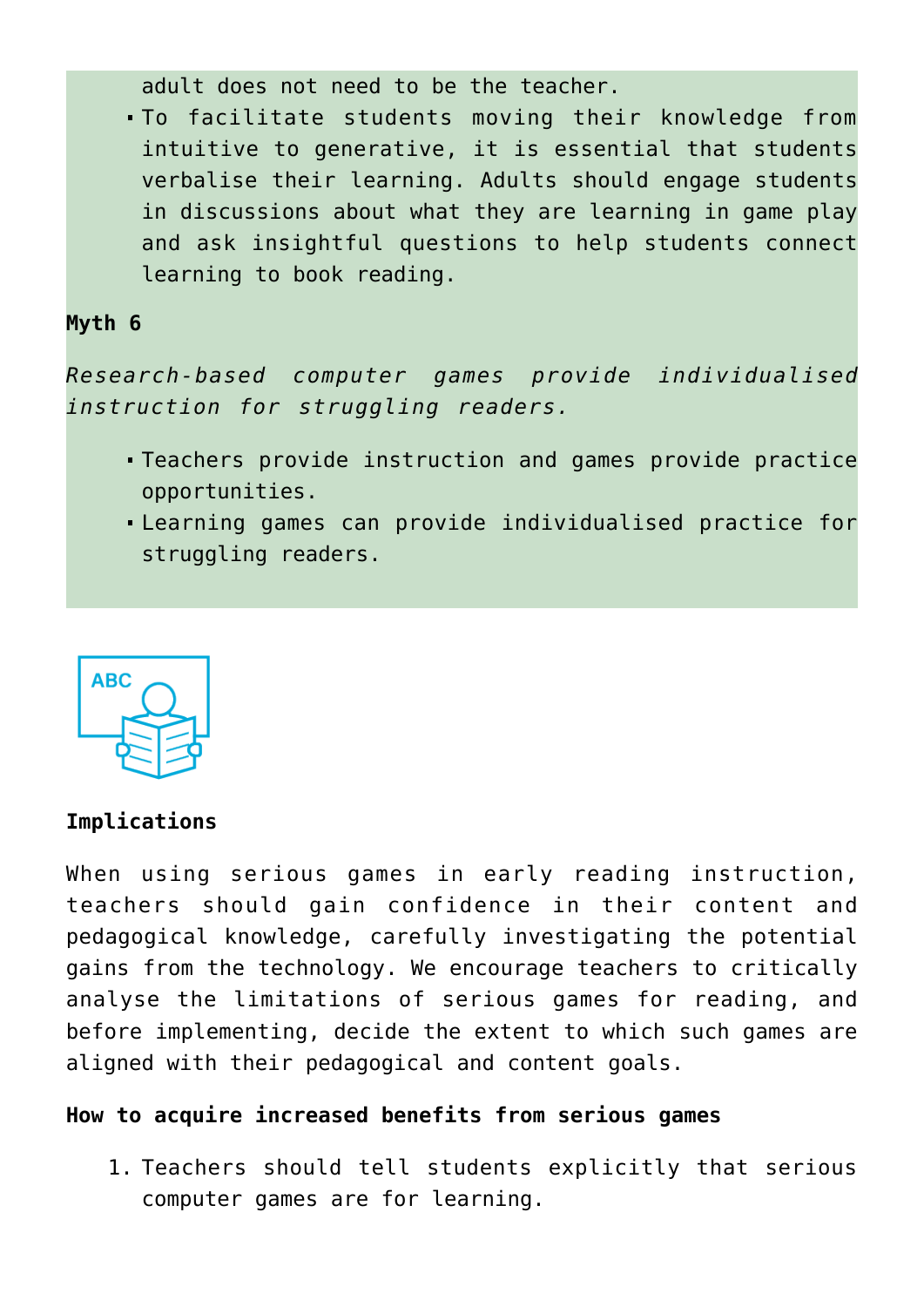adult does not need to be the teacher.

- To facilitate students moving their knowledge from intuitive to generative, it is essential that students verbalise their learning. Adults should engage students in discussions about what they are learning in game play and ask insightful questions to help students connect learning to book reading.

**Myth 6**

*Research-based computer games provide individualised instruction for struggling readers.*

- Teachers provide instruction and games provide practice opportunities.
- Learning games can provide individualised practice for struggling readers.

**Implications**

When using serious games in early reading instruction, teachers should gain confidence in their content and pedagogical knowledge, carefully investigating the potential gains from the technology. We encourage teachers to critically analyse the limitations of serious games for reading, and before implementing, decide the extent to which such games are aligned with their pedagogical and content goals.

**How to acquire increased benefits from serious games**

1. Teachers should tell students explicitly that serious computer games are for learning.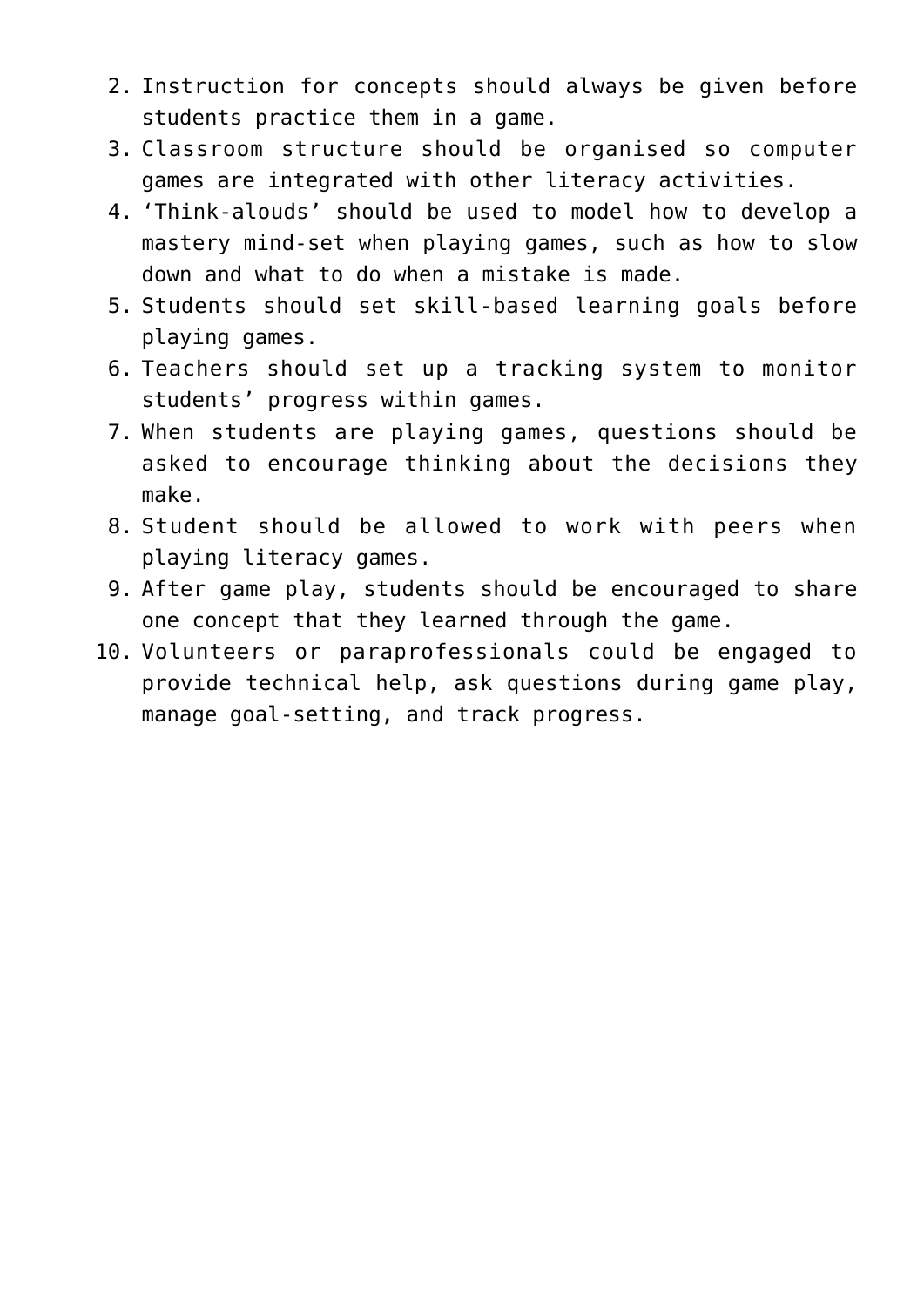2. Instruction for concepts should always be given before students practice them in a game.
3. Classroom structure should be organised so computer games are integrated with other literacy activities.
4. ‘Think-alouds’ should be used to model how to develop a mastery mind-set when playing games, such as how to slow down and what to do when a mistake is made.
5. Students should set skill-based learning goals before playing games.
6. Teachers should set up a tracking system to monitor students’ progress within games.
7. When students are playing games, questions should be asked to encourage thinking about the decisions they make.
8. Student should be allowed to work with peers when playing literacy games.
9. After game play, students should be encouraged to share one concept that they learned through the game.
10. Volunteers or paraprofessionals could be engaged to provide technical help, ask questions during game play, manage goal-setting, and track progress.